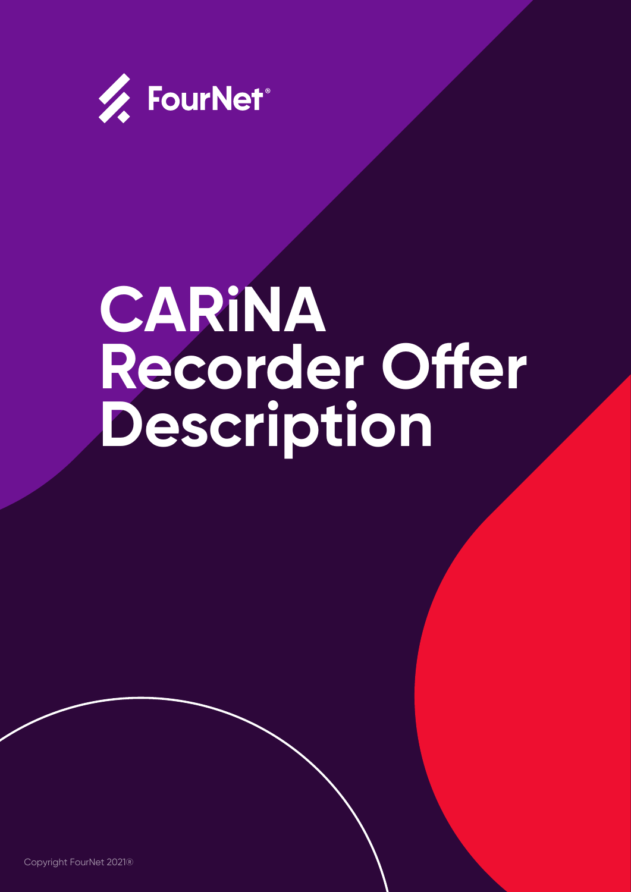FourNet®

# CARiNA Recorder Offer Description

Copyright FourNet 2021®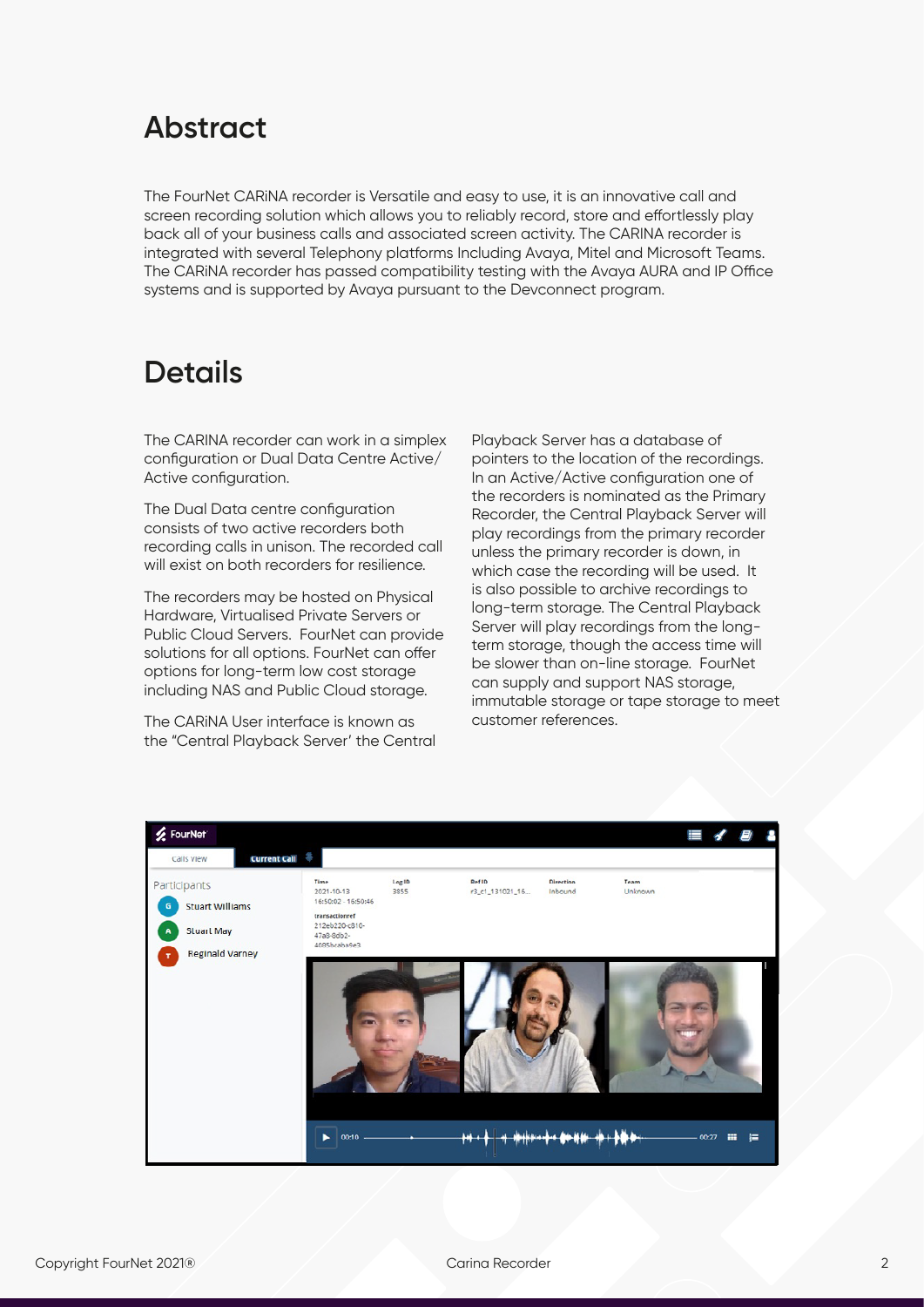# Abstract

The FourNet CARiNA recorder is Versatile and easy to use, it is an innovative call and screen recording solution which allows you to reliably record, store and effortlessly play back all of your business calls and associated screen activity. The CARINA recorder is integrated with several Telephony platforms Including Avaya, Mitel and Microsoft Teams. The CARiNA recorder has passed compatibility testing with the Avaya AURA and IP Office systems and is supported by Avaya pursuant to the Devconnect program.

# Details

The CARINA recorder can work in a simplex configuration or Dual Data Centre Active/Active configuration.

The Dual Data centre configuration consists of two active recorders both recording calls in unison. The recorded call will exist on both recorders for resilience.

The recorders may be hosted on Physical Hardware, Virtualised Private Servers or Public Cloud Servers. FourNet can provide solutions for all options. FourNet can offer options for long-term low cost storage including NAS and Public Cloud storage.

The CARiNA User interface is known as the "Central Playback Server' the Central Playback Server has a database of pointers to the location of the recordings. In an Active/Active configuration one of the recorders is nominated as the Primary Recorder, the Central Playback Server will play recordings from the primary recorder unless the primary recorder is down, in which case the recording will be used. It is also possible to archive recordings to long-term storage. The Central Playback Server will play recordings from the long-term storage, though the access time will be slower than on-line storage. FourNet can supply and support NAS storage, immutable storage or tape storage to meet customer references.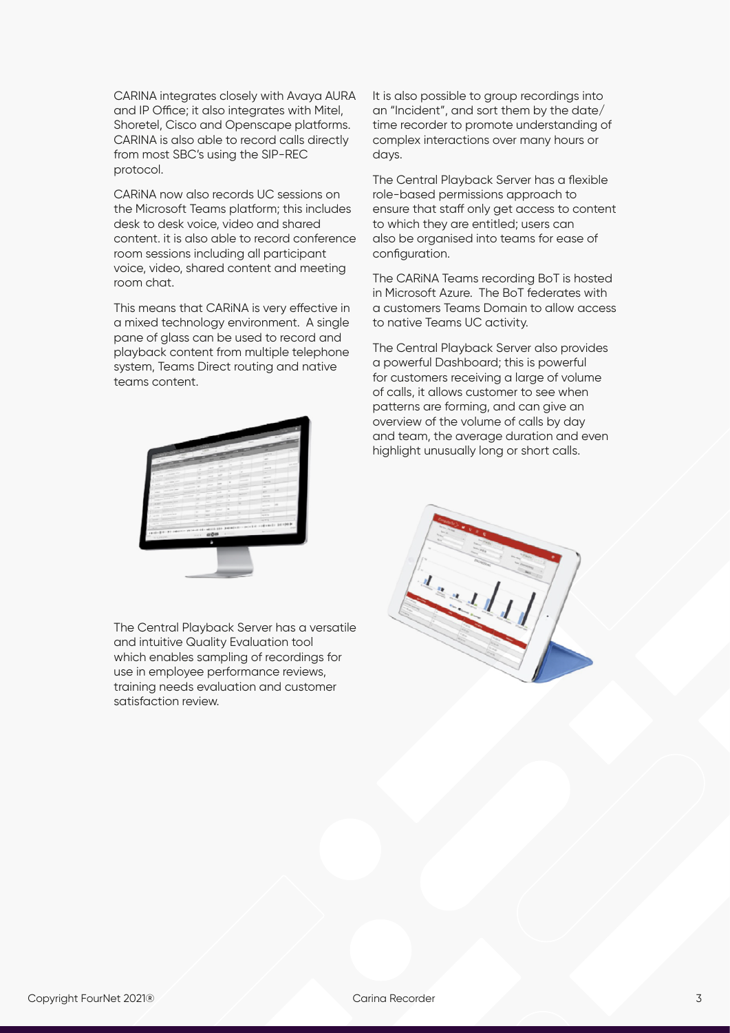CARINA integrates closely with Avaya AURA and IP Office; it also integrates with Mitel, Shoretel, Cisco and Openscape platforms. CARINA is also able to record calls directly from most SBC's using the SIP-REC protocol.

CARiNA now also records UC sessions on the Microsoft Teams platform; this includes desk to desk voice, video and shared content. it is also able to record conference room sessions including all participant voice, video, shared content and meeting room chat.

This means that CARiNA is very effective in a mixed technology environment. A single pane of glass can be used to record and playback content from multiple telephone system, Teams Direct routing and native teams content.

The Central Playback Server has a versatile and intuitive Quality Evaluation tool which enables sampling of recordings for use in employee performance reviews, training needs evaluation and customer satisfaction review.

It is also possible to group recordings into an "Incident", and sort them by the date/time recorder to promote understanding of complex interactions over many hours or days.

The Central Playback Server has a flexible role-based permissions approach to ensure that staff only get access to content to which they are entitled; users can also be organised into teams for ease of configuration.

The CARiNA Teams recording BoT is hosted in Microsoft Azure. The BoT federates with a customers Teams Domain to allow access to native Teams UC activity.

The Central Playback Server also provides a powerful Dashboard; this is powerful for customers receiving a large of volume of calls, it allows customer to see when patterns are forming, and can give an overview of the volume of calls by day and team, the average duration and even highlight unusually long or short calls.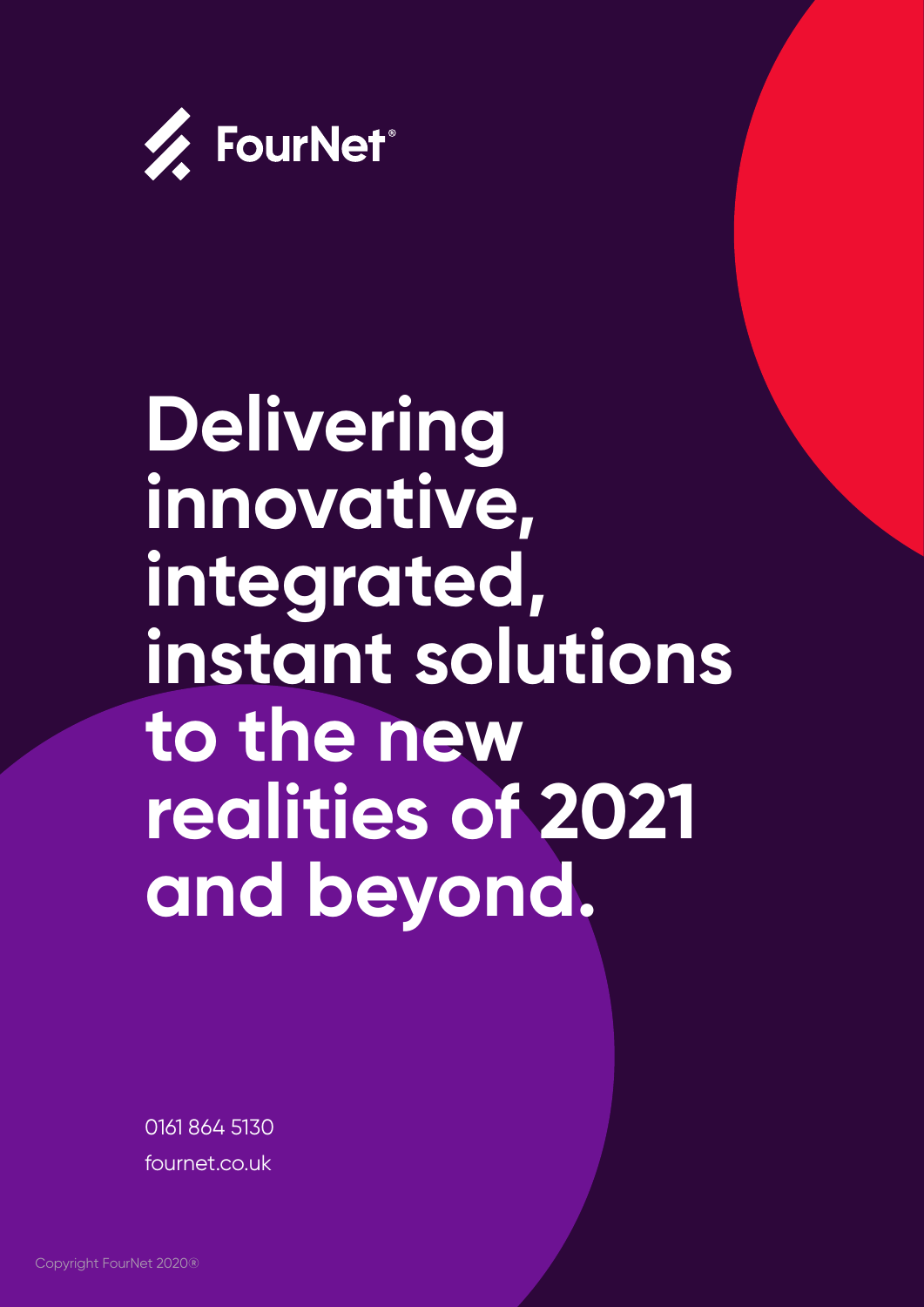FourNet®

# Delivering innovative, integrated, instant solutions to the new realities of 2021 and beyond.

0161 864 5130

fournet.co.uk

Copyright FourNet 2020®